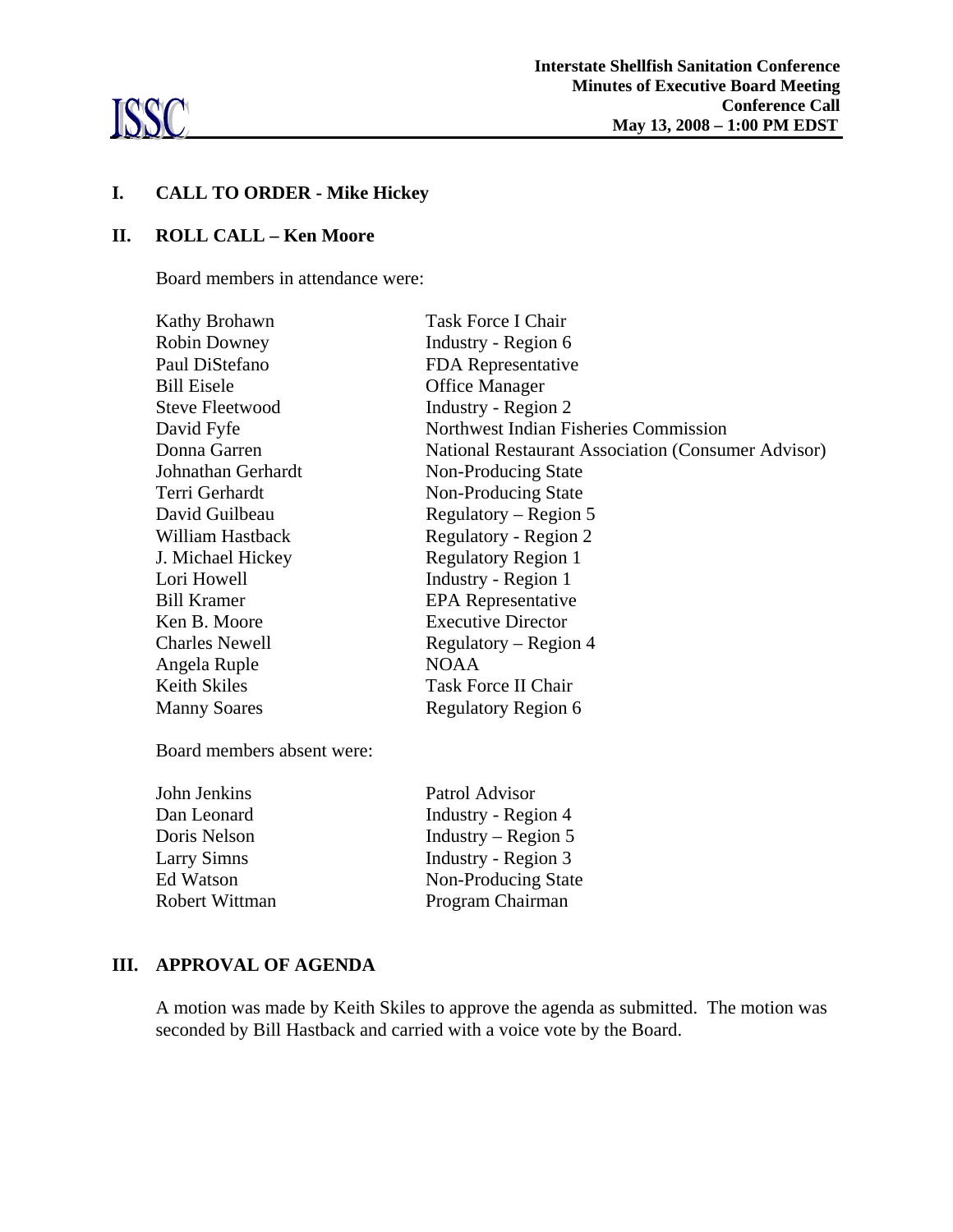**ISSC**

**Interstate Shellfish Sanitation Conference**
**Minutes of Executive Board Meeting**
**Conference Call**
**May 13, 2008 – 1:00 PM EDST**

## I. CALL TO ORDER - Mike Hickey

## II. ROLL CALL – Ken Moore

Board members in attendance were:

| | |
|---|---|
| Kathy Brohawn | Task Force I Chair |
| Robin Downey | Industry - Region 6 |
| Paul DiStefano | FDA Representative |
| Bill Eisele | Office Manager |
| Steve Fleetwood | Industry - Region 2 |
| David Fyfe | Northwest Indian Fisheries Commission |
| Donna Garren | National Restaurant Association (Consumer Advisor) |
| Johnathan Gerhardt | Non-Producing State |
| Terri Gerhardt | Non-Producing State |
| David Guilbeau | Regulatory – Region 5 |
| William Hastback | Regulatory - Region 2 |
| J. Michael Hickey | Regulatory Region 1 |
| Lori Howell | Industry - Region 1 |
| Bill Kramer | EPA Representative |
| Ken B. Moore | Executive Director |
| Charles Newell | Regulatory – Region 4 |
| Angela Ruple | NOAA |
| Keith Skiles | Task Force II Chair |
| Manny Soares | Regulatory Region 6 |

Board members absent were:

| | |
|---|---|
| John Jenkins | Patrol Advisor |
| Dan Leonard | Industry - Region 4 |
| Doris Nelson | Industry – Region 5 |
| Larry Simns | Industry - Region 3 |
| Ed Watson | Non-Producing State |
| Robert Wittman | Program Chairman |

## III. APPROVAL OF AGENDA

A motion was made by Keith Skiles to approve the agenda as submitted. The motion was seconded by Bill Hastback and carried with a voice vote by the Board.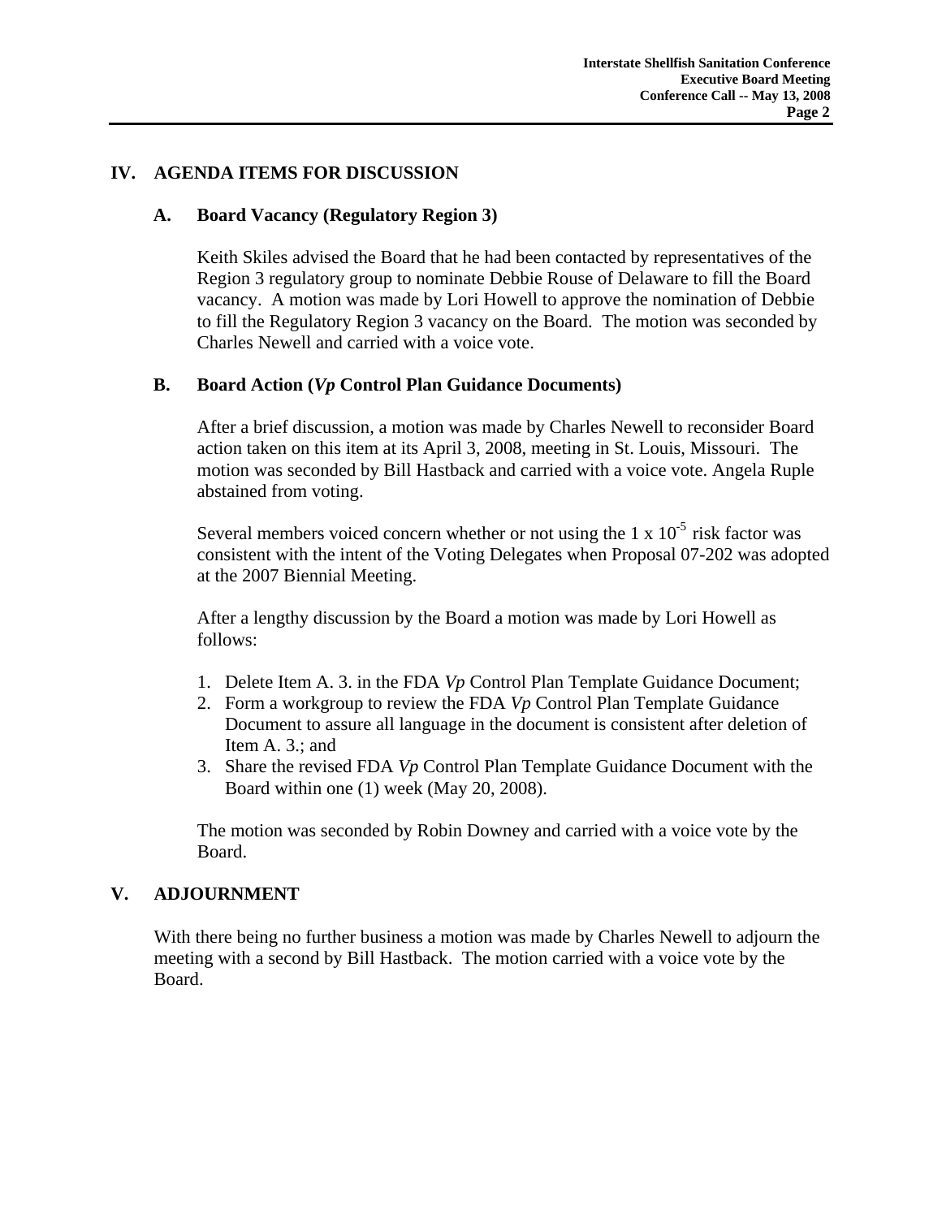## IV. AGENDA ITEMS FOR DISCUSSION

### A. Board Vacancy (Regulatory Region 3)

Keith Skiles advised the Board that he had been contacted by representatives of the Region 3 regulatory group to nominate Debbie Rouse of Delaware to fill the Board vacancy. A motion was made by Lori Howell to approve the nomination of Debbie to fill the Regulatory Region 3 vacancy on the Board. The motion was seconded by Charles Newell and carried with a voice vote.

### B. Board Action (*Vp* Control Plan Guidance Documents)

After a brief discussion, a motion was made by Charles Newell to reconsider Board action taken on this item at its April 3, 2008, meeting in St. Louis, Missouri. The motion was seconded by Bill Hastback and carried with a voice vote. Angela Ruple abstained from voting.

Several members voiced concern whether or not using the $1 \times 10^{-5}$ risk factor was consistent with the intent of the Voting Delegates when Proposal 07-202 was adopted at the 2007 Biennial Meeting.

After a lengthy discussion by the Board a motion was made by Lori Howell as follows:

1. Delete Item A. 3. in the FDA *Vp* Control Plan Template Guidance Document;
2. Form a workgroup to review the FDA *Vp* Control Plan Template Guidance Document to assure all language in the document is consistent after deletion of Item A. 3.; and
3. Share the revised FDA *Vp* Control Plan Template Guidance Document with the Board within one (1) week (May 20, 2008).

The motion was seconded by Robin Downey and carried with a voice vote by the Board.

## V. ADJOURNMENT

With there being no further business a motion was made by Charles Newell to adjourn the meeting with a second by Bill Hastback. The motion carried with a voice vote by the Board.